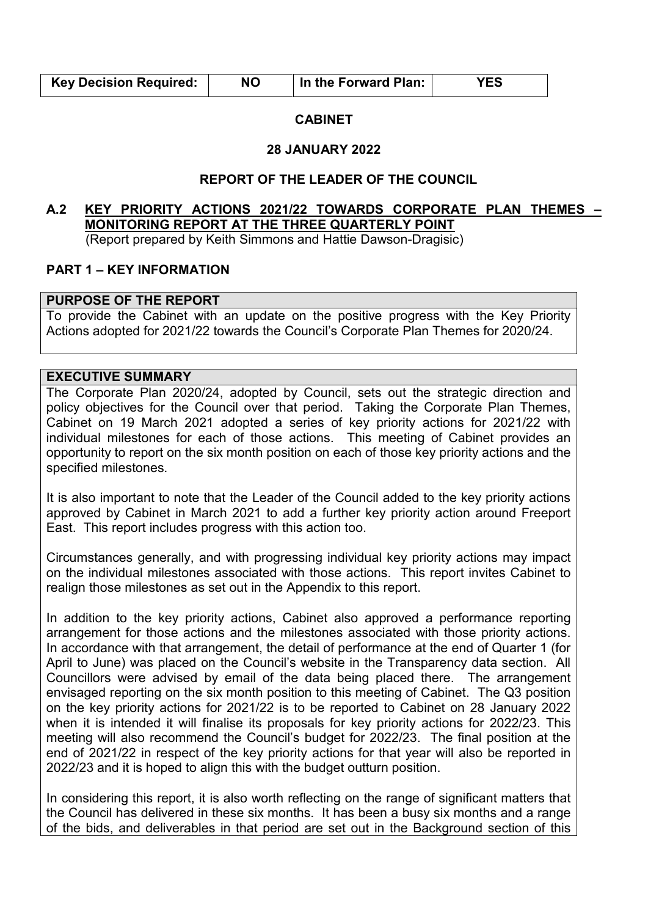| Key Decision Required: | NO | In the Forward Plan: | YES |
|---|---|---|---|

**CABINET**

**28 JANUARY 2022**

**REPORT OF THE LEADER OF THE COUNCIL**

## A.2 KEY PRIORITY ACTIONS 2021/22 TOWARDS CORPORATE PLAN THEMES – MONITORING REPORT AT THE THREE QUARTERLY POINT

(Report prepared by Keith Simmons and Hattie Dawson-Dragisic)

### PART 1 – KEY INFORMATION

**PURPOSE OF THE REPORT**

To provide the Cabinet with an update on the positive progress with the Key Priority Actions adopted for 2021/22 towards the Council's Corporate Plan Themes for 2020/24.

**EXECUTIVE SUMMARY**

The Corporate Plan 2020/24, adopted by Council, sets out the strategic direction and policy objectives for the Council over that period. Taking the Corporate Plan Themes, Cabinet on 19 March 2021 adopted a series of key priority actions for 2021/22 with individual milestones for each of those actions. This meeting of Cabinet provides an opportunity to report on the six month position on each of those key priority actions and the specified milestones.

It is also important to note that the Leader of the Council added to the key priority actions approved by Cabinet in March 2021 to add a further key priority action around Freeport East. This report includes progress with this action too.

Circumstances generally, and with progressing individual key priority actions may impact on the individual milestones associated with those actions. This report invites Cabinet to realign those milestones as set out in the Appendix to this report.

In addition to the key priority actions, Cabinet also approved a performance reporting arrangement for those actions and the milestones associated with those priority actions. In accordance with that arrangement, the detail of performance at the end of Quarter 1 (for April to June) was placed on the Council's website in the Transparency data section. All Councillors were advised by email of the data being placed there. The arrangement envisaged reporting on the six month position to this meeting of Cabinet. The Q3 position on the key priority actions for 2021/22 is to be reported to Cabinet on 28 January 2022 when it is intended it will finalise its proposals for key priority actions for 2022/23. This meeting will also recommend the Council's budget for 2022/23. The final position at the end of 2021/22 in respect of the key priority actions for that year will also be reported in 2022/23 and it is hoped to align this with the budget outturn position.

In considering this report, it is also worth reflecting on the range of significant matters that the Council has delivered in these six months. It has been a busy six months and a range of the bids, and deliverables in that period are set out in the Background section of this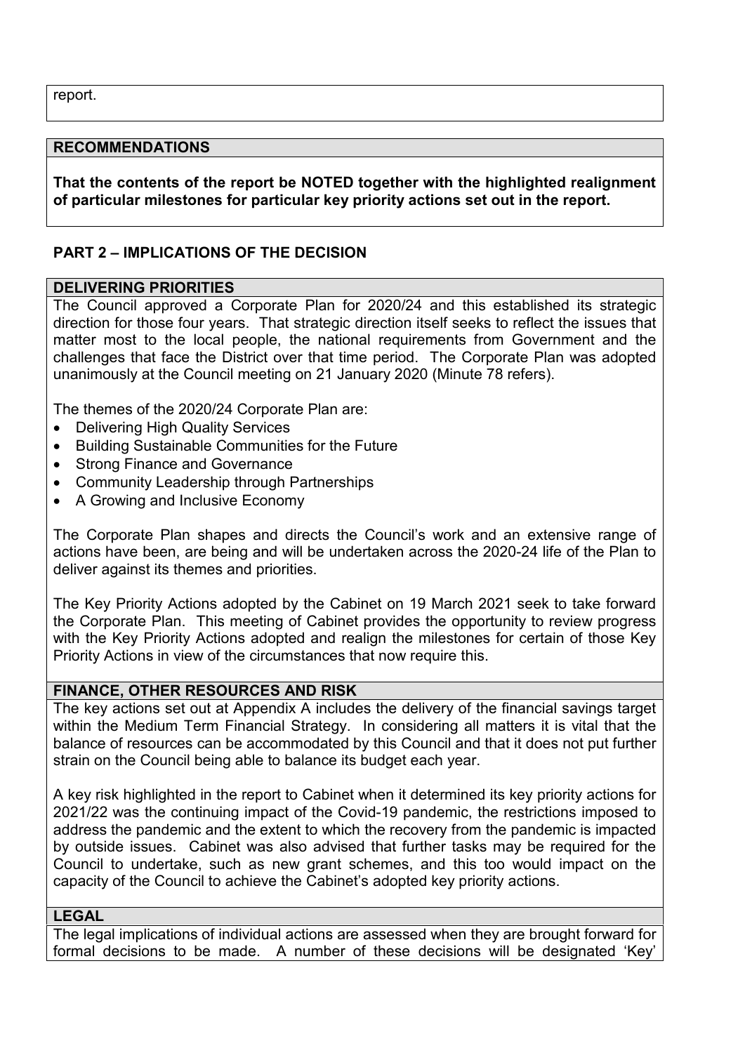report.

## RECOMMENDATIONS

**That the contents of the report be NOTED together with the highlighted realignment of particular milestones for particular key priority actions set out in the report.**

## PART 2 – IMPLICATIONS OF THE DECISION

### DELIVERING PRIORITIES

The Council approved a Corporate Plan for 2020/24 and this established its strategic direction for those four years. That strategic direction itself seeks to reflect the issues that matter most to the local people, the national requirements from Government and the challenges that face the District over that time period. The Corporate Plan was adopted unanimously at the Council meeting on 21 January 2020 (Minute 78 refers).

The themes of the 2020/24 Corporate Plan are:

- Delivering High Quality Services
- Building Sustainable Communities for the Future
- Strong Finance and Governance
- Community Leadership through Partnerships
- A Growing and Inclusive Economy

The Corporate Plan shapes and directs the Council's work and an extensive range of actions have been, are being and will be undertaken across the 2020-24 life of the Plan to deliver against its themes and priorities.

The Key Priority Actions adopted by the Cabinet on 19 March 2021 seek to take forward the Corporate Plan. This meeting of Cabinet provides the opportunity to review progress with the Key Priority Actions adopted and realign the milestones for certain of those Key Priority Actions in view of the circumstances that now require this.

### FINANCE, OTHER RESOURCES AND RISK

The key actions set out at Appendix A includes the delivery of the financial savings target within the Medium Term Financial Strategy. In considering all matters it is vital that the balance of resources can be accommodated by this Council and that it does not put further strain on the Council being able to balance its budget each year.

A key risk highlighted in the report to Cabinet when it determined its key priority actions for 2021/22 was the continuing impact of the Covid-19 pandemic, the restrictions imposed to address the pandemic and the extent to which the recovery from the pandemic is impacted by outside issues. Cabinet was also advised that further tasks may be required for the Council to undertake, such as new grant schemes, and this too would impact on the capacity of the Council to achieve the Cabinet's adopted key priority actions.

### LEGAL

The legal implications of individual actions are assessed when they are brought forward for formal decisions to be made. A number of these decisions will be designated 'Key'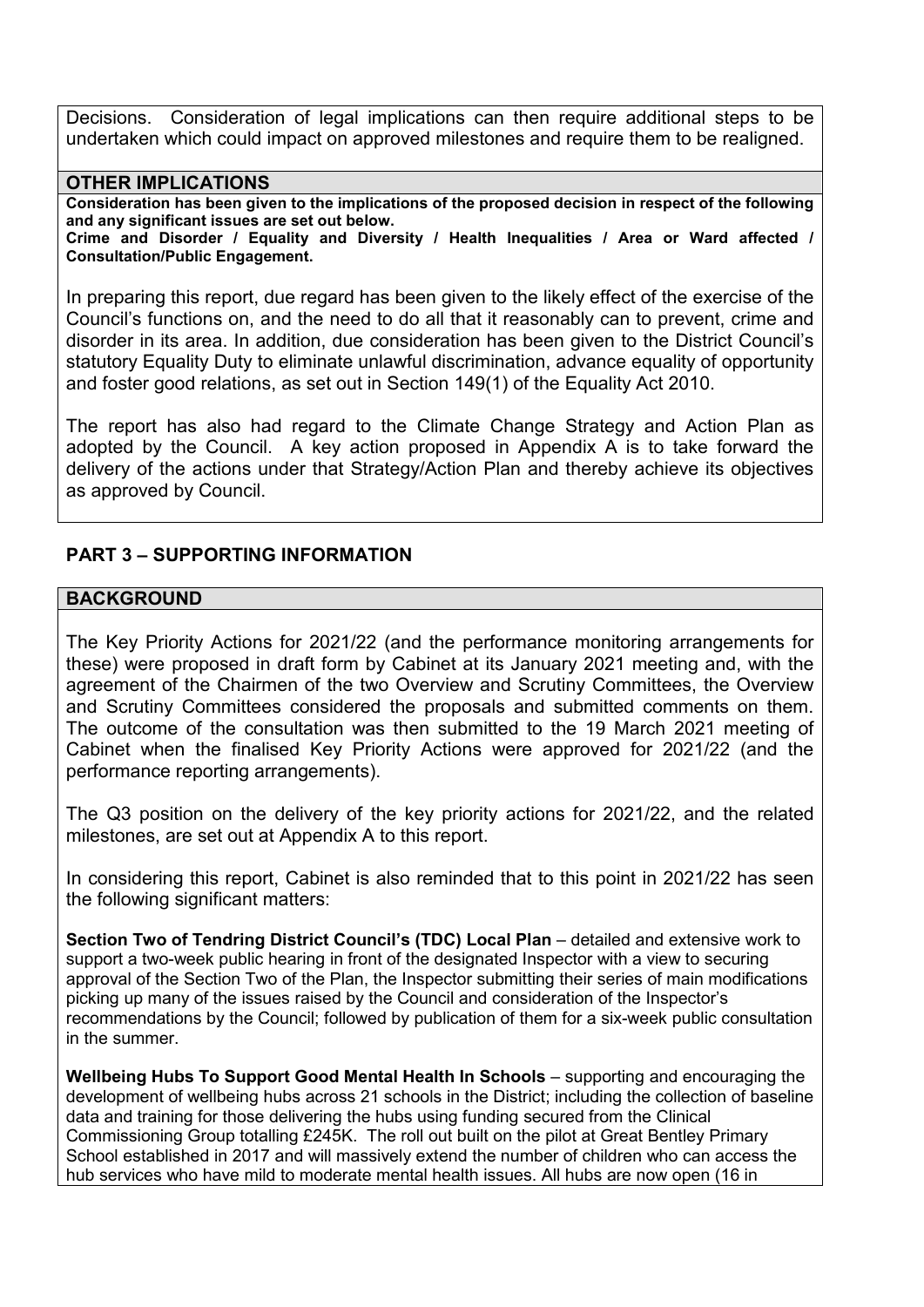Decisions. Consideration of legal implications can then require additional steps to be undertaken which could impact on approved milestones and require them to be realigned.

### OTHER IMPLICATIONS

**Consideration has been given to the implications of the proposed decision in respect of the following and any significant issues are set out below.**
**Crime and Disorder / Equality and Diversity / Health Inequalities / Area or Ward affected / Consultation/Public Engagement.**

In preparing this report, due regard has been given to the likely effect of the exercise of the Council's functions on, and the need to do all that it reasonably can to prevent, crime and disorder in its area. In addition, due consideration has been given to the District Council's statutory Equality Duty to eliminate unlawful discrimination, advance equality of opportunity and foster good relations, as set out in Section 149(1) of the Equality Act 2010.

The report has also had regard to the Climate Change Strategy and Action Plan as adopted by the Council. A key action proposed in Appendix A is to take forward the delivery of the actions under that Strategy/Action Plan and thereby achieve its objectives as approved by Council.

## PART 3 – SUPPORTING INFORMATION

### BACKGROUND

The Key Priority Actions for 2021/22 (and the performance monitoring arrangements for these) were proposed in draft form by Cabinet at its January 2021 meeting and, with the agreement of the Chairmen of the two Overview and Scrutiny Committees, the Overview and Scrutiny Committees considered the proposals and submitted comments on them. The outcome of the consultation was then submitted to the 19 March 2021 meeting of Cabinet when the finalised Key Priority Actions were approved for 2021/22 (and the performance reporting arrangements).

The Q3 position on the delivery of the key priority actions for 2021/22, and the related milestones, are set out at Appendix A to this report.

In considering this report, Cabinet is also reminded that to this point in 2021/22 has seen the following significant matters:

**Section Two of Tendring District Council's (TDC) Local Plan** – detailed and extensive work to support a two-week public hearing in front of the designated Inspector with a view to securing approval of the Section Two of the Plan, the Inspector submitting their series of main modifications picking up many of the issues raised by the Council and consideration of the Inspector's recommendations by the Council; followed by publication of them for a six-week public consultation in the summer.

**Wellbeing Hubs To Support Good Mental Health In Schools** – supporting and encouraging the development of wellbeing hubs across 21 schools in the District; including the collection of baseline data and training for those delivering the hubs using funding secured from the Clinical Commissioning Group totalling £245K. The roll out built on the pilot at Great Bentley Primary School established in 2017 and will massively extend the number of children who can access the hub services who have mild to moderate mental health issues. All hubs are now open (16 in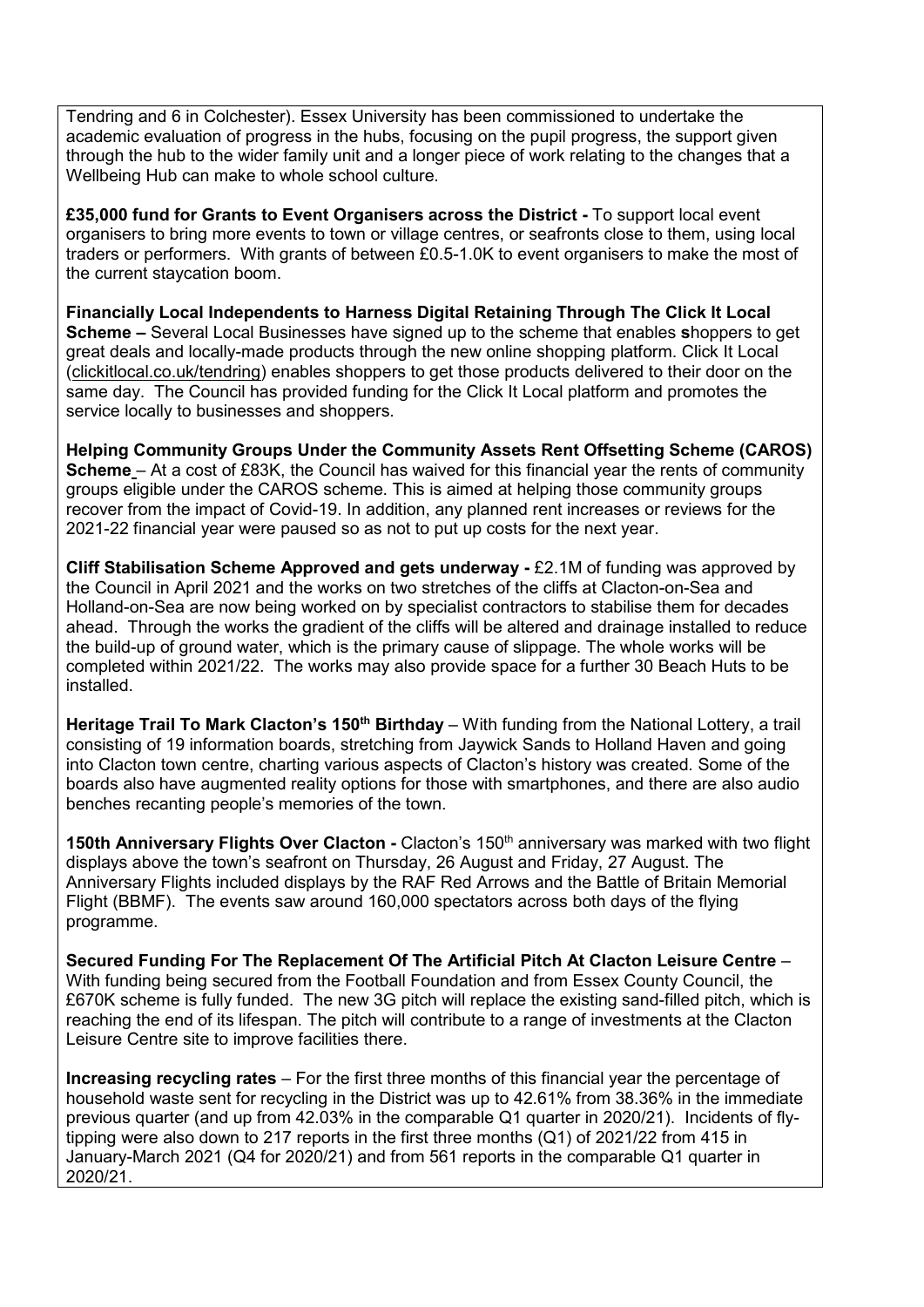Tendring and 6 in Colchester). Essex University has been commissioned to undertake the academic evaluation of progress in the hubs, focusing on the pupil progress, the support given through the hub to the wider family unit and a longer piece of work relating to the changes that a Wellbeing Hub can make to whole school culture.

**£35,000 fund for Grants to Event Organisers across the District -** To support local event organisers to bring more events to town or village centres, or seafronts close to them, using local traders or performers. With grants of between £0.5-1.0K to event organisers to make the most of the current staycation boom.

**Financially Local Independents to Harness Digital Retaining Through The Click It Local Scheme –** Several Local Businesses have signed up to the scheme that enables **s**hoppers to get great deals and locally-made products through the new online shopping platform. Click It Local (clickitlocal.co.uk/tendring) enables shoppers to get those products delivered to their door on the same day. The Council has provided funding for the Click It Local platform and promotes the service locally to businesses and shoppers.

**Helping Community Groups Under the Community Assets Rent Offsetting Scheme (CAROS) Scheme** – At a cost of £83K, the Council has waived for this financial year the rents of community groups eligible under the CAROS scheme. This is aimed at helping those community groups recover from the impact of Covid-19. In addition, any planned rent increases or reviews for the 2021-22 financial year were paused so as not to put up costs for the next year.

**Cliff Stabilisation Scheme Approved and gets underway -** £2.1M of funding was approved by the Council in April 2021 and the works on two stretches of the cliffs at Clacton-on-Sea and Holland-on-Sea are now being worked on by specialist contractors to stabilise them for decades ahead. Through the works the gradient of the cliffs will be altered and drainage installed to reduce the build-up of ground water, which is the primary cause of slippage. The whole works will be completed within 2021/22. The works may also provide space for a further 30 Beach Huts to be installed.

**Heritage Trail To Mark Clacton's 150th Birthday** – With funding from the National Lottery, a trail consisting of 19 information boards, stretching from Jaywick Sands to Holland Haven and going into Clacton town centre, charting various aspects of Clacton's history was created. Some of the boards also have augmented reality options for those with smartphones, and there are also audio benches recanting people's memories of the town.

**150th Anniversary Flights Over Clacton -** Clacton's 150th anniversary was marked with two flight displays above the town's seafront on Thursday, 26 August and Friday, 27 August. The Anniversary Flights included displays by the RAF Red Arrows and the Battle of Britain Memorial Flight (BBMF). The events saw around 160,000 spectators across both days of the flying programme.

**Secured Funding For The Replacement Of The Artificial Pitch At Clacton Leisure Centre** – With funding being secured from the Football Foundation and from Essex County Council, the £670K scheme is fully funded. The new 3G pitch will replace the existing sand-filled pitch, which is reaching the end of its lifespan. The pitch will contribute to a range of investments at the Clacton Leisure Centre site to improve facilities there.

**Increasing recycling rates** – For the first three months of this financial year the percentage of household waste sent for recycling in the District was up to 42.61% from 38.36% in the immediate previous quarter (and up from 42.03% in the comparable Q1 quarter in 2020/21). Incidents of fly-tipping were also down to 217 reports in the first three months (Q1) of 2021/22 from 415 in January-March 2021 (Q4 for 2020/21) and from 561 reports in the comparable Q1 quarter in 2020/21.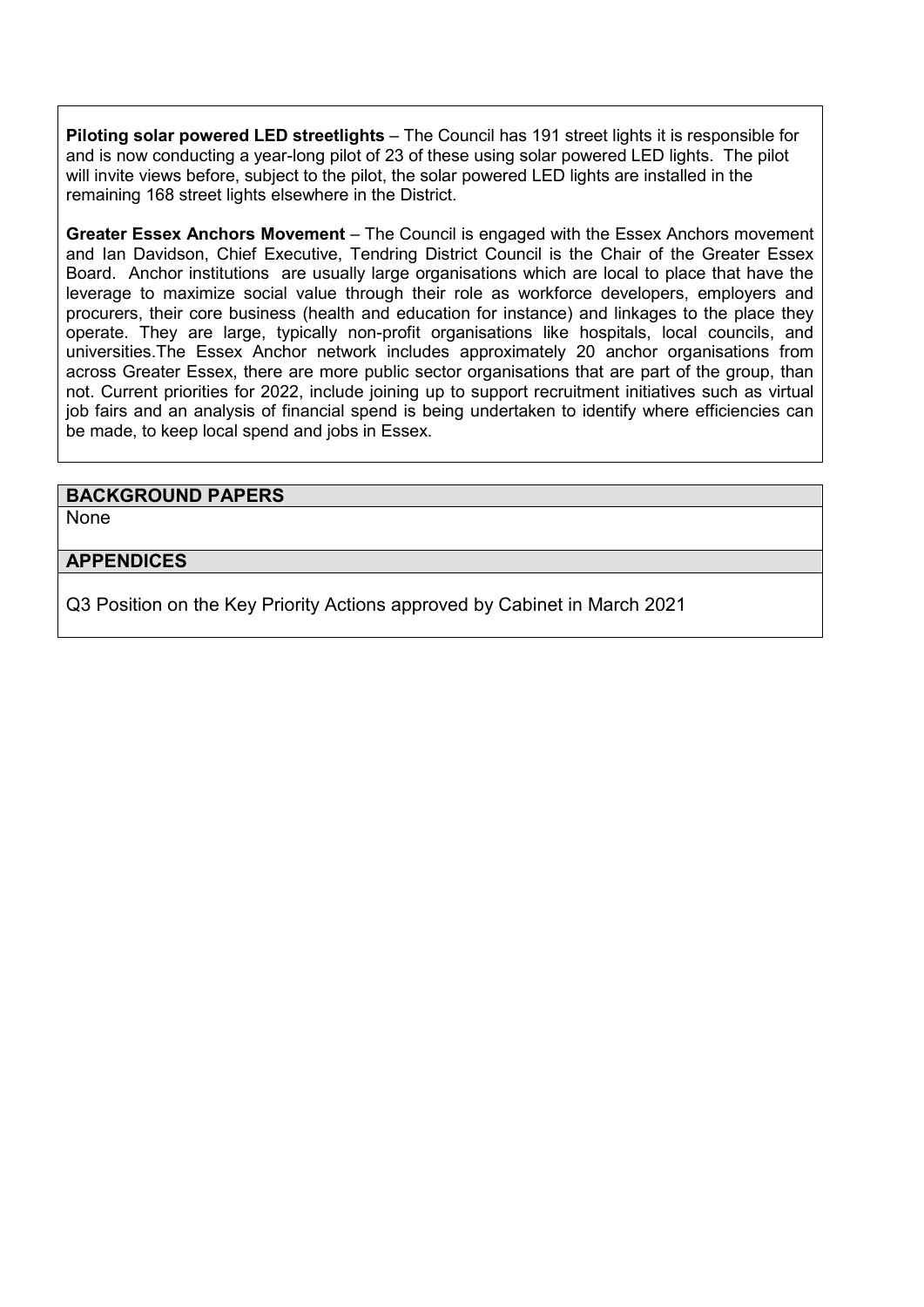**Piloting solar powered LED streetlights** – The Council has 191 street lights it is responsible for and is now conducting a year-long pilot of 23 of these using solar powered LED lights. The pilot will invite views before, subject to the pilot, the solar powered LED lights are installed in the remaining 168 street lights elsewhere in the District.

**Greater Essex Anchors Movement** – The Council is engaged with the Essex Anchors movement and Ian Davidson, Chief Executive, Tendring District Council is the Chair of the Greater Essex Board. Anchor institutions are usually large organisations which are local to place that have the leverage to maximize social value through their role as workforce developers, employers and procurers, their core business (health and education for instance) and linkages to the place they operate. They are large, typically non-profit organisations like hospitals, local councils, and universities.The Essex Anchor network includes approximately 20 anchor organisations from across Greater Essex, there are more public sector organisations that are part of the group, than not. Current priorities for 2022, include joining up to support recruitment initiatives such as virtual job fairs and an analysis of financial spend is being undertaken to identify where efficiencies can be made, to keep local spend and jobs in Essex.

## BACKGROUND PAPERS

None

## APPENDICES

Q3 Position on the Key Priority Actions approved by Cabinet in March 2021